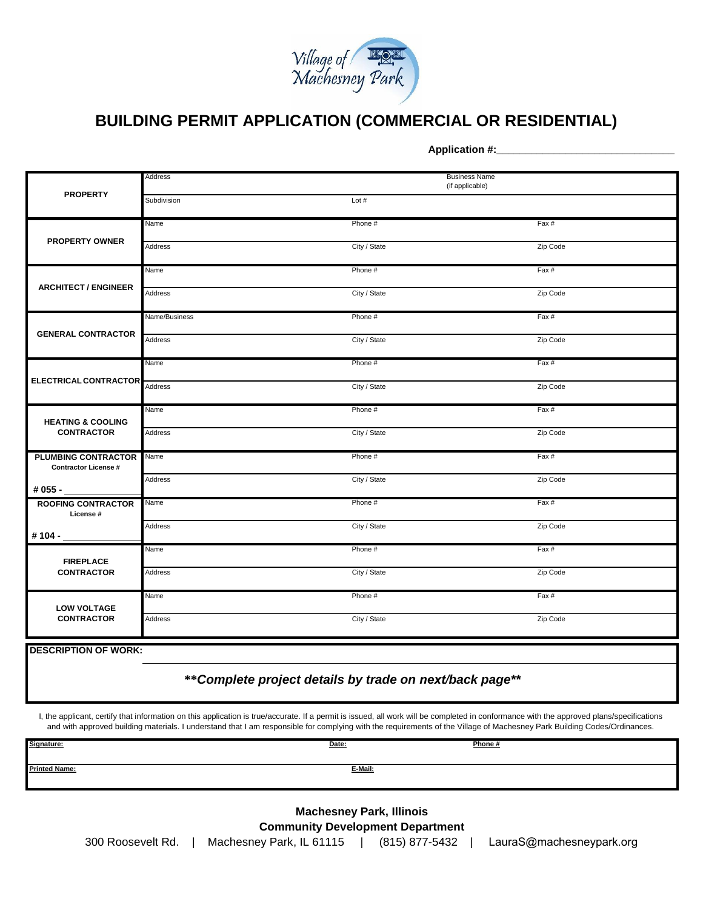Village of Machesney Park

# BUILDING PERMIT APPLICATION (COMMERCIAL OR RESIDENTIAL)

**Application #:**______________________________

| | | | |
|---|---|---|---|
| **PROPERTY** | Address | | Business Name (if applicable) |
| | Subdivision | Lot # | |
| **PROPERTY OWNER** | Name | Phone # | Fax # |
| | Address | City / State | Zip Code |
| **ARCHITECT / ENGINEER** | Name | Phone # | Fax # |
| | Address | City / State | Zip Code |
| **GENERAL CONTRACTOR** | Name/Business | Phone # | Fax # |
| | Address | City / State | Zip Code |
| **ELECTRICAL CONTRACTOR** | Name | Phone # | Fax # |
| | Address | City / State | Zip Code |
| **HEATING & COOLING CONTRACTOR** | Name | Phone # | Fax # |
| | Address | City / State | Zip Code |
| **PLUMBING CONTRACTOR** Contractor License # | Name | Phone # | Fax # |
| # 055 - ______ | Address | City / State | Zip Code |
| **ROOFING CONTRACTOR** License # | Name | Phone # | Fax # |
| # 104 - ______ | Address | City / State | Zip Code |
| **FIREPLACE CONTRACTOR** | Name | Phone # | Fax # |
| | Address | City / State | Zip Code |
| **LOW VOLTAGE CONTRACTOR** | Name | Phone # | Fax # |
| | Address | City / State | Zip Code |

**DESCRIPTION OF WORK:**

***\*\*Complete project details by trade on next/back page\*\****

I, the applicant, certify that information on this application is true/accurate. If a permit is issued, all work will be completed in conformance with the approved plans/specifications and with approved building materials. I understand that I am responsible for complying with the requirements of the Village of Machesney Park Building Codes/Ordinances.

| | | |
|---|---|---|
| **Signature:** | **Date:** | **Phone #** |
| **Printed Name:** | **E-Mail:** | |

**Machesney Park, Illinois**
**Community Development Department**
300 Roosevelt Rd. | Machesney Park, IL 61115 | (815) 877-5432 | LauraS@machesneypark.org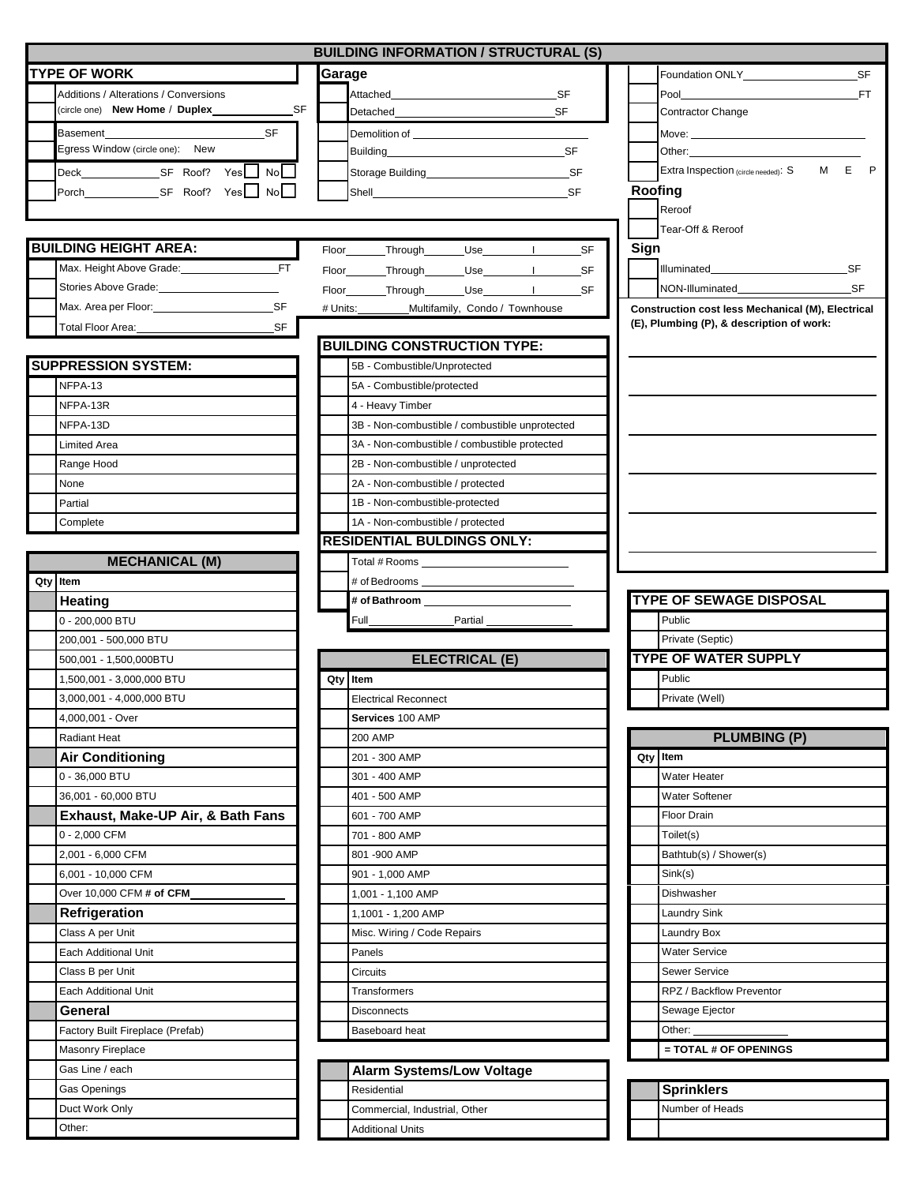# BUILDING INFORMATION / STRUCTURAL (S)

## TYPE OF WORK

| | |
|---|---|
| | Additions / Alterations / Conversions (circle one) **New Home** / **Duplex**\_\_\_\_\_\_\_\_\_\_\_SF |
| | Basement\_\_\_\_\_\_\_\_\_\_\_\_\_\_\_\_SF Egress Window (circle one): New |
| | Deck\_\_\_\_\_\_\_\_\_\_SF Roof? Yes ☐ No ☐ |
| | Porch\_\_\_\_\_\_\_\_\_\_SF Roof? Yes ☐ No ☐ |

## Garage

| | |
|---|---|
| | Attached\_\_\_\_\_\_\_\_\_\_\_\_\_\_\_\_SF |
| | Detached\_\_\_\_\_\_\_\_\_\_\_\_\_\_\_\_SF |
| | Demolition of \_\_\_\_\_\_\_\_\_\_\_\_\_\_\_\_ |
| | Building\_\_\_\_\_\_\_\_\_\_\_\_\_\_\_\_SF |
| | Storage Building\_\_\_\_\_\_\_\_\_\_\_\_\_\_\_\_SF |
| | Shell\_\_\_\_\_\_\_\_\_\_\_\_\_\_\_\_SF |

| | |
|---|---|
| | Foundation ONLY\_\_\_\_\_\_\_\_\_\_\_\_\_\_\_\_SF |
| | Pool\_\_\_\_\_\_\_\_\_\_\_\_\_\_\_\_FT |
| | Contractor Change |
| | Move: \_\_\_\_\_\_\_\_\_\_\_\_\_\_\_\_ |
| | Other: \_\_\_\_\_\_\_\_\_\_\_\_\_\_\_\_ |
| | Extra Inspection (circle needed): S M E P |

## Roofing

| | |
|---|---|
| | Reroof |
| | Tear-Off & Reroof |

## Sign

| | |
|---|---|
| | Illuminated\_\_\_\_\_\_\_\_\_\_\_\_\_\_\_\_SF |
| | NON-Illuminated\_\_\_\_\_\_\_\_\_\_\_\_\_\_\_\_SF |

**Construction cost less Mechanical (M), Electrical (E), Plumbing (P), & description of work:**

\_\_\_\_\_\_\_\_\_\_\_\_\_\_\_\_\_\_\_\_\_\_\_\_\_\_\_\_\_\_\_\_

\_\_\_\_\_\_\_\_\_\_\_\_\_\_\_\_\_\_\_\_\_\_\_\_\_\_\_\_\_\_\_\_

\_\_\_\_\_\_\_\_\_\_\_\_\_\_\_\_\_\_\_\_\_\_\_\_\_\_\_\_\_\_\_\_

\_\_\_\_\_\_\_\_\_\_\_\_\_\_\_\_\_\_\_\_\_\_\_\_\_\_\_\_\_\_\_\_

\_\_\_\_\_\_\_\_\_\_\_\_\_\_\_\_\_\_\_\_\_\_\_\_\_\_\_\_\_\_\_\_

\_\_\_\_\_\_\_\_\_\_\_\_\_\_\_\_\_\_\_\_\_\_\_\_\_\_\_\_\_\_\_\_

## BUILDING HEIGHT AREA:

| | |
|---|---|
| | Max. Height Above Grade:\_\_\_\_\_\_\_\_\_\_\_\_\_\_\_\_FT |
| | Stories Above Grade:\_\_\_\_\_\_\_\_\_\_\_\_\_\_\_\_ |
| | Max. Area per Floor:\_\_\_\_\_\_\_\_\_\_\_\_\_\_\_\_SF |
| | Total Floor Area:\_\_\_\_\_\_\_\_\_\_\_\_\_\_\_\_SF |

Floor\_\_\_\_\_\_Through\_\_\_\_\_\_Use\_\_\_\_\_\_\_I\_\_\_\_\_\_\_SF

Floor\_\_\_\_\_\_Through\_\_\_\_\_\_Use\_\_\_\_\_\_\_I\_\_\_\_\_\_\_SF

Floor\_\_\_\_\_\_Through\_\_\_\_\_\_Use\_\_\_\_\_\_\_I\_\_\_\_\_\_\_SF

# Units:\_\_\_\_\_\_\_\_Multifamily, Condo / Townhouse

## SUPPRESSION SYSTEM:

| | |
|---|---|
| | NFPA-13 |
| | NFPA-13R |
| | NFPA-13D |
| | Limited Area |
| | Range Hood |
| | None |
| | Partial |
| | Complete |

## BUILDING CONSTRUCTION TYPE:

| | |
|---|---|
| | 5B - Combustible/Unprotected |
| | 5A - Combustible/protected |
| | 4 - Heavy Timber |
| | 3B - Non-combustible / combustible unprotected |
| | 3A - Non-combustible / combustible protected |
| | 2B - Non-combustible / unprotected |
| | 2A - Non-combustible / protected |
| | 1B - Non-combustible-protected |
| | 1A - Non-combustible / protected |

## RESIDENTIAL BULDINGS ONLY:

| | |
|---|---|
| | Total # Rooms \_\_\_\_\_\_\_\_\_\_\_\_\_\_\_\_ |
| | # of Bedrooms \_\_\_\_\_\_\_\_\_\_\_\_\_\_\_\_ |
| | **# of Bathroom** \_\_\_\_\_\_\_\_\_\_\_\_\_\_\_\_ |
| | Full\_\_\_\_\_\_\_\_\_\_\_\_Partial \_\_\_\_\_\_\_\_\_\_\_\_ |

## TYPE OF SEWAGE DISPOSAL

| | |
|---|---|
| | Public |
| | Private (Septic) |

## TYPE OF WATER SUPPLY

| | |
|---|---|
| | Public |
| | Private (Well) |

## MECHANICAL (M)

| Qty | Item |
|---|---|
| | **Heating** |
| | 0 - 200,000 BTU |
| | 200,001 - 500,000 BTU |
| | 500,001 - 1,500,000BTU |
| | 1,500,001 - 3,000,000 BTU |
| | 3,000,001 - 4,000,000 BTU |
| | 4,000,001 - Over |
| | Radiant Heat |
| | **Air Conditioning** |
| | 0 - 36,000 BTU |
| | 36,001 - 60,000 BTU |
| | **Exhaust, Make-UP Air, & Bath Fans** |
| | 0 - 2,000 CFM |
| | 2,001 - 6,000 CFM |
| | 6,001 - 10,000 CFM |
| | Over 10,000 CFM **# of CFM**\_\_\_\_\_\_\_\_\_\_\_\_ |
| | **Refrigeration** |
| | Class A per Unit |
| | Each Additional Unit |
| | Class B per Unit |
| | Each Additional Unit |
| | **General** |
| | Factory Built Fireplace (Prefab) |
| | Masonry Fireplace |
| | Gas Line / each |
| | Gas Openings |
| | Duct Work Only |
| | Other: |

## ELECTRICAL (E)

| Qty | Item |
|---|---|
| | Electrical Reconnect |
| | **Services** 100 AMP |
| | 200 AMP |
| | 201 - 300 AMP |
| | 301 - 400 AMP |
| | 401 - 500 AMP |
| | 601 - 700 AMP |
| | 701 - 800 AMP |
| | 801 -900 AMP |
| | 901 - 1,000 AMP |
| | 1,001 - 1,100 AMP |
| | 1,1001 - 1,200 AMP |
| | Misc. Wiring / Code Repairs |
| | Panels |
| | Circuits |
| | Transformers |
| | Disconnects |
| | Baseboard heat |

| | |
|---|---|
| | **Alarm Systems/Low Voltage** |
| | Residential |
| | Commercial, Industrial, Other |
| | Additional Units |

## PLUMBING (P)

| Qty | Item |
|---|---|
| | Water Heater |
| | Water Softener |
| | Floor Drain |
| | Toilet(s) |
| | Bathtub(s) / Shower(s) |
| | Sink(s) |
| | Dishwasher |
| | Laundry Sink |
| | Laundry Box |
| | Water Service |
| | Sewer Service |
| | RPZ / Backflow Preventor |
| | Sewage Ejector |
| | Other: \_\_\_\_\_\_\_\_\_\_\_\_ |
| | **= TOTAL # OF OPENINGS** |

| | |
|---|---|
| | **Sprinklers** |
| | Number of Heads |
| | |